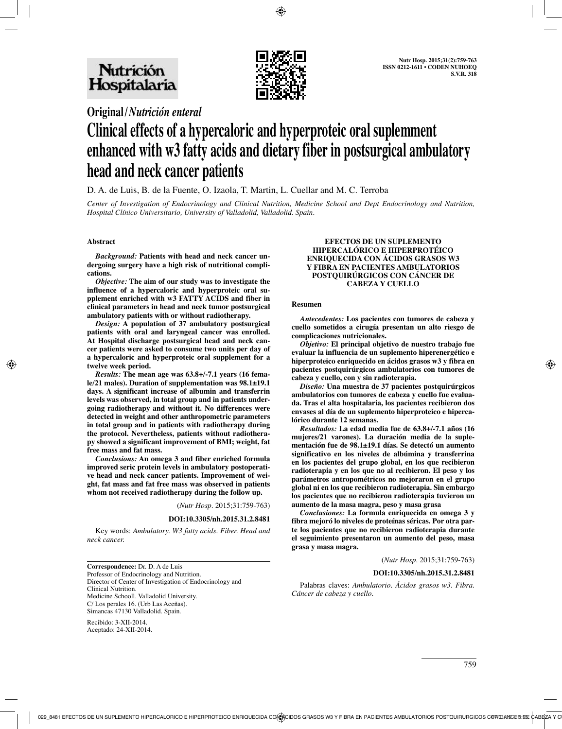# Original/*Nutrición enteral*

# Clinical effects of a hypercaloric and hyperproteic oral suplemment enhanced with w3 fatty acids and dietary fiber in postsurgical ambulatory head and neck cancer patients

D. A. de Luis, B. de la Fuente, O. Izaola, T. Martin, L. Cuellar and M. C. Terroba

*Center of Investigation of Endocrinology and Clinical Nutrition, Medicine School and Dept Endocrinology and Nutrition, Hospital Clínico Universitario, University of Valladolid, Valladolid. Spain.*

### Abstract

***Background:*** **Patients with head and neck cancer undergoing surgery have a high risk of nutritional complications.**

***Objective:*** **The aim of our study was to investigate the influence of a hypercaloric and hyperproteic oral supplement enriched with w3 FATTY ACIDS and fiber in clinical parameters in head and neck tumor postsurgical ambulatory patients with or without radiotherapy.**

***Design:*** **A population of 37 ambulatory postsurgical patients with oral and laryngeal cancer was enrolled. At Hospital discharge postsurgical head and neck cancer patients were asked to consume two units per day of a hypercaloric and hyperproteic oral supplement for a twelve week period.**

***Results:*** **The mean age was 63.8+/-7.1 years (16 female/21 males). Duration of supplementation was 98.1±19.1 days. A significant increase of albumin and transferrin levels was observed, in total group and in patients undergoing radiotherapy and without it. No differences were detected in weight and other anthropometric parameters in total group and in patients with radiotherapy during the protocol. Nevertheless, patients without radiotherapy showed a significant improvement of BMI; weight, fat free mass and fat mass.**

***Conclusions:*** **An omega 3 and fiber enriched formula improved seric protein levels in ambulatory postoperative head and neck cancer patients. Improvement of weight, fat mass and fat free mass was observed in patients whom not received radiotherapy during the follow up.**

(*Nutr Hosp.* 2015;31:759-763)

**DOI:10.3305/nh.2015.31.2.8481**

Key words: *Ambulatory. W3 fatty acids. Fiber. Head and neck cancer.*

### EFECTOS DE UN SUPLEMENTO HIPERCALÓRICO E HIPERPROTÉICO ENRIQUECIDA CON ÁCIDOS GRASOS W3 Y FIBRA EN PACIENTES AMBULATORIOS POSTQUIRÚRGICOS CON CÁNCER DE CABEZA Y CUELLO

### Resumen

***Antecedentes:*** **Los pacientes con tumores de cabeza y cuello sometidos a cirugía presentan un alto riesgo de complicaciones nutricionales.**

***Objetivo:*** **El principal objetivo de nuestro trabajo fue evaluar la influencia de un suplemento hiperenergético e hiperproteico enriquecido en ácidos grasos w3 y fibra en pacientes postquirúrgicos ambulatorios con tumores de cabeza y cuello, con y sin radioterapia.**

***Diseño:*** **Una muestra de 37 pacientes postquirúrgicos ambulatorios con tumores de cabeza y cuello fue evaluada. Tras el alta hospitalaria, los pacientes recibieron dos envases al día de un suplemento hiperproteico e hipercalórico durante 12 semanas.**

***Resultados:*** **La edad media fue de 63.8+/-7.1 años (16 mujeres/21 varones). La duración media de la suplementación fue de 98.1±19.1 días. Se detectó un aumento significativo en los niveles de albúmina y transferrina en los pacientes del grupo global, en los que recibieron radioterapia y en los que no al recibieron. El peso y los parámetros antropométricos no mejoraron en el grupo global ni en los que recibieron radioterapia. Sin embargo los pacientes que no recibieron radioterapia tuvieron un aumento de la masa magra, peso y masa grasa**

***Conclusiones:*** **La formula enriquecida en omega 3 y fibra mejoró lo niveles de proteínas séricas. Por otra parte los pacientes que no recibieron radioterapia durante el seguimiento presentaron un aumento del peso, masa grasa y masa magra.**

(*Nutr Hosp.* 2015;31:759-763)

**DOI:10.3305/nh.2015.31.2.8481**

Palabras claves: *Ambulatorio. Ácidos grasos w3. Fibra. Cáncer de cabeza y cuello.*

---

**Correspondence:** Dr. D. A de Luis
Professor of Endocrinology and Nutrition.
Director of Center of Investigation of Endocrinology and Clinical Nutrition.
Medicine Schooll. Valladolid University.
C/ Los perales 16. (Urb Las Aceñas).
Simancas 47130 Valladolid. Spain.

Recibido: 3-XII-2014.
Aceptado: 24-XII-2014.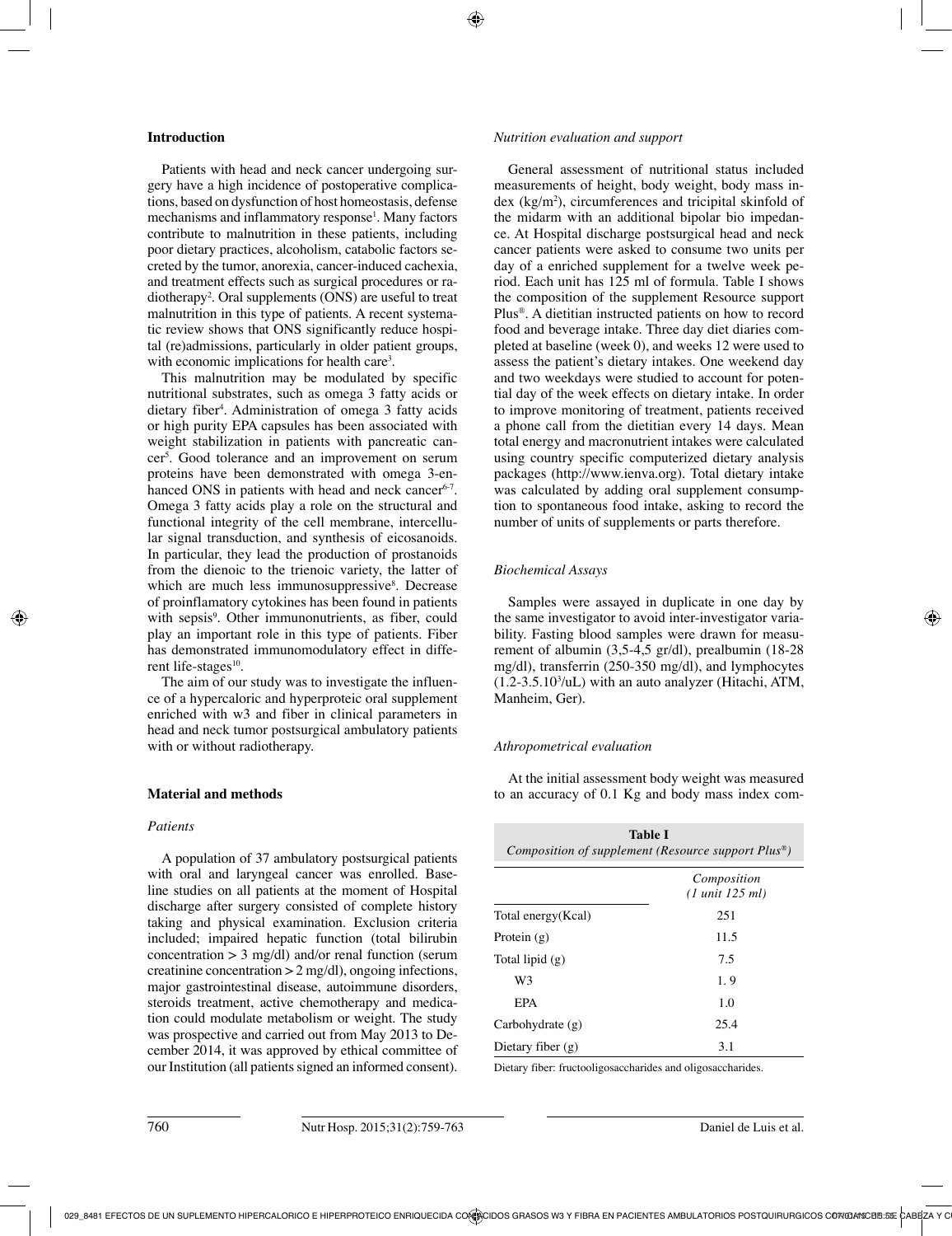## Introduction

Patients with head and neck cancer undergoing surgery have a high incidence of postoperative complications, based on dysfunction of host homeostasis, defense mechanisms and inflammatory response[1]. Many factors contribute to malnutrition in these patients, including poor dietary practices, alcoholism, catabolic factors secreted by the tumor, anorexia, cancer-induced cachexia, and treatment effects such as surgical procedures or radiotherapy[2]. Oral supplements (ONS) are useful to treat malnutrition in this type of patients. A recent systematic review shows that ONS significantly reduce hospital (re)admissions, particularly in older patient groups, with economic implications for health care[3].

This malnutrition may be modulated by specific nutritional substrates, such as omega 3 fatty acids or dietary fiber[4]. Administration of omega 3 fatty acids or high purity EPA capsules has been associated with weight stabilization in patients with pancreatic cancer[5]. Good tolerance and an improvement on serum proteins have been demonstrated with omega 3-enhanced ONS in patients with head and neck cancer[6-7]. Omega 3 fatty acids play a role on the structural and functional integrity of the cell membrane, intercellular signal transduction, and synthesis of eicosanoids. In particular, they lead the production of prostanoids from the dienoic to the trienoic variety, the latter of which are much less immunosuppressive[8]. Decrease of proinflamatory cytokines has been found in patients with sepsis[9]. Other immunonutrients, as fiber, could play an important role in this type of patients. Fiber has demonstrated immunomodulatory effect in different life-stages[10].

The aim of our study was to investigate the influence of a hypercaloric and hyperproteic oral supplement enriched with w3 and fiber in clinical parameters in head and neck tumor postsurgical ambulatory patients with or without radiotherapy.

## Material and methods

### *Patients*

A population of 37 ambulatory postsurgical patients with oral and laryngeal cancer was enrolled. Baseline studies on all patients at the moment of Hospital discharge after surgery consisted of complete history taking and physical examination. Exclusion criteria included; impaired hepatic function (total bilirubin concentration > 3 mg/dl) and/or renal function (serum creatinine concentration > 2 mg/dl), ongoing infections, major gastrointestinal disease, autoimmune disorders, steroids treatment, active chemotherapy and medication could modulate metabolism or weight. The study was prospective and carried out from May 2013 to December 2014, it was approved by ethical committee of our Institution (all patients signed an informed consent).

### *Nutrition evaluation and support*

General assessment of nutritional status included measurements of height, body weight, body mass index (kg/m$^2$), circumferences and tricipital skinfold of the midarm with an additional bipolar bio impedance. At Hospital discharge postsurgical head and neck cancer patients were asked to consume two units per day of a enriched supplement for a twelve week period. Each unit has 125 ml of formula. Table I shows the composition of the supplement Resource support Plus®. A dietitian instructed patients on how to record food and beverage intake. Three day diet diaries completed at baseline (week 0), and weeks 12 were used to assess the patient's dietary intakes. One weekend day and two weekdays were studied to account for potential day of the week effects on dietary intake. In order to improve monitoring of treatment, patients received a phone call from the dietitian every 14 days. Mean total energy and macronutrient intakes were calculated using country specific computerized dietary analysis packages (http://www.ienva.org). Total dietary intake was calculated by adding oral supplement consumption to spontaneous food intake, asking to record the number of units of supplements or parts therefore.

### *Biochemical Assays*

Samples were assayed in duplicate in one day by the same investigator to avoid inter-investigator variability. Fasting blood samples were drawn for measurement of albumin (3,5-4,5 gr/dl), prealbumin (18-28 mg/dl), transferrin (250-350 mg/dl), and lymphocytes (1.2-3.5.10$^3$/uL) with an auto analyzer (Hitachi, ATM, Manheim, Ger).

### *Athropometrical evaluation*

At the initial assessment body weight was measured to an accuracy of 0.1 Kg and body mass index com-

**Table I**
*Composition of supplement (Resource support Plus®)*

| | *Composition (1 unit 125 ml)* |
|---|---|
| Total energy(Kcal) | 251 |
| Protein (g) | 11.5 |
| Total lipid (g) | 7.5 |
| W3 | 1. 9 |
| EPA | 1.0 |
| Carbohydrate (g) | 25.4 |
| Dietary fiber (g) | 3.1 |

Dietary fiber: fructooligosaccharides and oligosaccharides.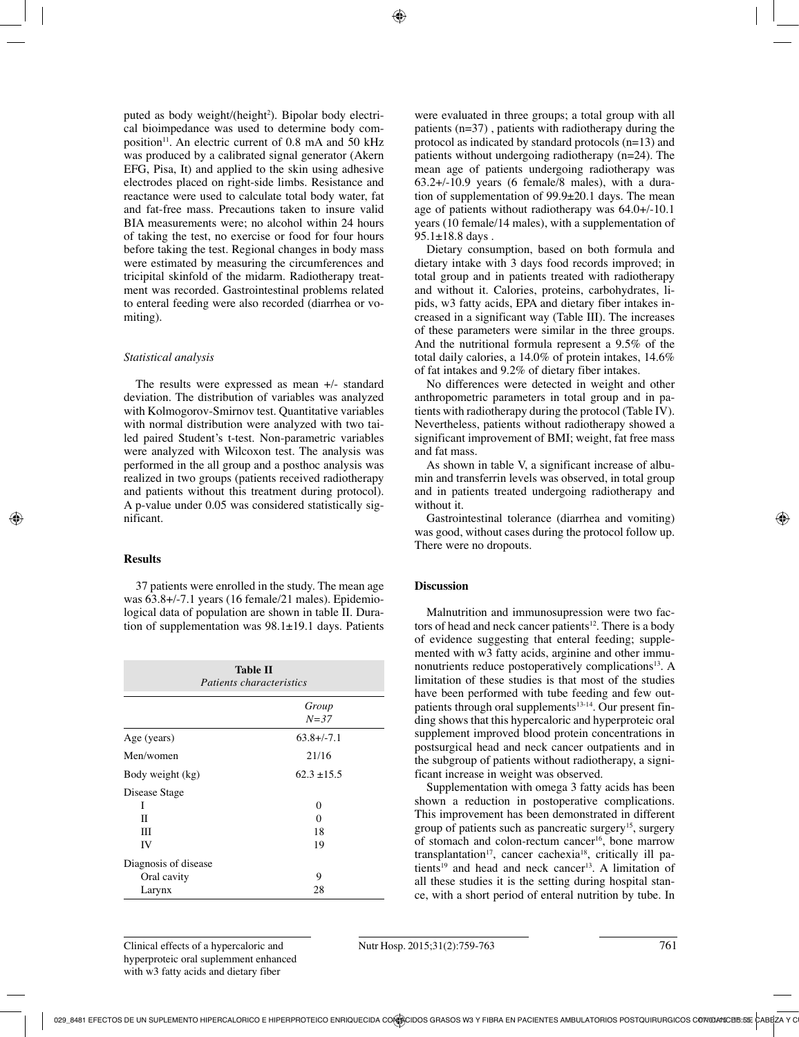puted as body weight/(height²). Bipolar body electrical bioimpedance was used to determine body composition[11]. An electric current of 0.8 mA and 50 kHz was produced by a calibrated signal generator (Akern EFG, Pisa, It) and applied to the skin using adhesive electrodes placed on right-side limbs. Resistance and reactance were used to calculate total body water, fat and fat-free mass. Precautions taken to insure valid BIA measurements were; no alcohol within 24 hours of taking the test, no exercise or food for four hours before taking the test. Regional changes in body mass were estimated by measuring the circumferences and tricipital skinfold of the midarm. Radiotherapy treatment was recorded. Gastrointestinal problems related to enteral feeding were also recorded (diarrhea or vomiting).

### *Statistical analysis*

The results were expressed as mean +/- standard deviation. The distribution of variables was analyzed with Kolmogorov-Smirnov test. Quantitative variables with normal distribution were analyzed with two tailed paired Student's t-test. Non-parametric variables were analyzed with Wilcoxon test. The analysis was performed in the all group and a posthoc analysis was realized in two groups (patients received radiotherapy and patients without this treatment during protocol). A p-value under 0.05 was considered statistically significant.

## Results

37 patients were enrolled in the study. The mean age was 63.8+/-7.1 years (16 female/21 males). Epidemiological data of population are shown in table II. Duration of supplementation was 98.1±19.1 days. Patients were evaluated in three groups; a total group with all patients (n=37) , patients with radiotherapy during the protocol as indicated by standard protocols (n=13) and patients without undergoing radiotherapy (n=24). The mean age of patients undergoing radiotherapy was 63.2+/-10.9 years (6 female/8 males), with a duration of supplementation of 99.9±20.1 days. The mean age of patients without radiotherapy was 64.0+/-10.1 years (10 female/14 males), with a supplementation of 95.1±18.8 days .

Dietary consumption, based on both formula and dietary intake with 3 days food records improved; in total group and in patients treated with radiotherapy and without it. Calories, proteins, carbohydrates, lipids, w3 fatty acids, EPA and dietary fiber intakes increased in a significant way (Table III). The increases of these parameters were similar in the three groups. And the nutritional formula represent a 9.5% of the total daily calories, a 14.0% of protein intakes, 14.6% of fat intakes and 9.2% of dietary fiber intakes.

No differences were detected in weight and other anthropometric parameters in total group and in patients with radiotherapy during the protocol (Table IV). Nevertheless, patients without radiotherapy showed a significant improvement of BMI; weight, fat free mass and fat mass.

As shown in table V, a significant increase of albumin and transferrin levels was observed, in total group and in patients treated undergoing radiotherapy and without it.

Gastrointestinal tolerance (diarrhea and vomiting) was good, without cases during the protocol follow up. There were no dropouts.

**Table II**
*Patients characteristics*

| | *Group N=37* |
|---|---|
| Age (years) | 63.8+/-7.1 |
| Men/women | 21/16 |
| Body weight (kg) | 62.3 ±15.5 |
| Disease Stage | |
| I | 0 |
| II | 0 |
| III | 18 |
| IV | 19 |
| Diagnosis of disease | |
| Oral cavity | 9 |
| Larynx | 28 |

## Discussion

Malnutrition and immunosupression were two factors of head and neck cancer patients[12]. There is a body of evidence suggesting that enteral feeding; supplemented with w3 fatty acids, arginine and other immunonutrients reduce postoperatively complications[13]. A limitation of these studies is that most of the studies have been performed with tube feeding and few outpatients through oral supplements[13-14]. Our present finding shows that this hypercaloric and hyperproteic oral supplement improved blood protein concentrations in postsurgical head and neck cancer outpatients and in the subgroup of patients without radiotherapy, a significant increase in weight was observed.

Supplementation with omega 3 fatty acids has been shown a reduction in postoperative complications. This improvement has been demonstrated in different group of patients such as pancreatic surgery[15], surgery of stomach and colon-rectum cancer[16], bone marrow transplantation[17], cancer cachexia[18], critically ill patients[19] and head and neck cancer[13]. A limitation of all these studies it is the setting during hospital stance, with a short period of enteral nutrition by tube. In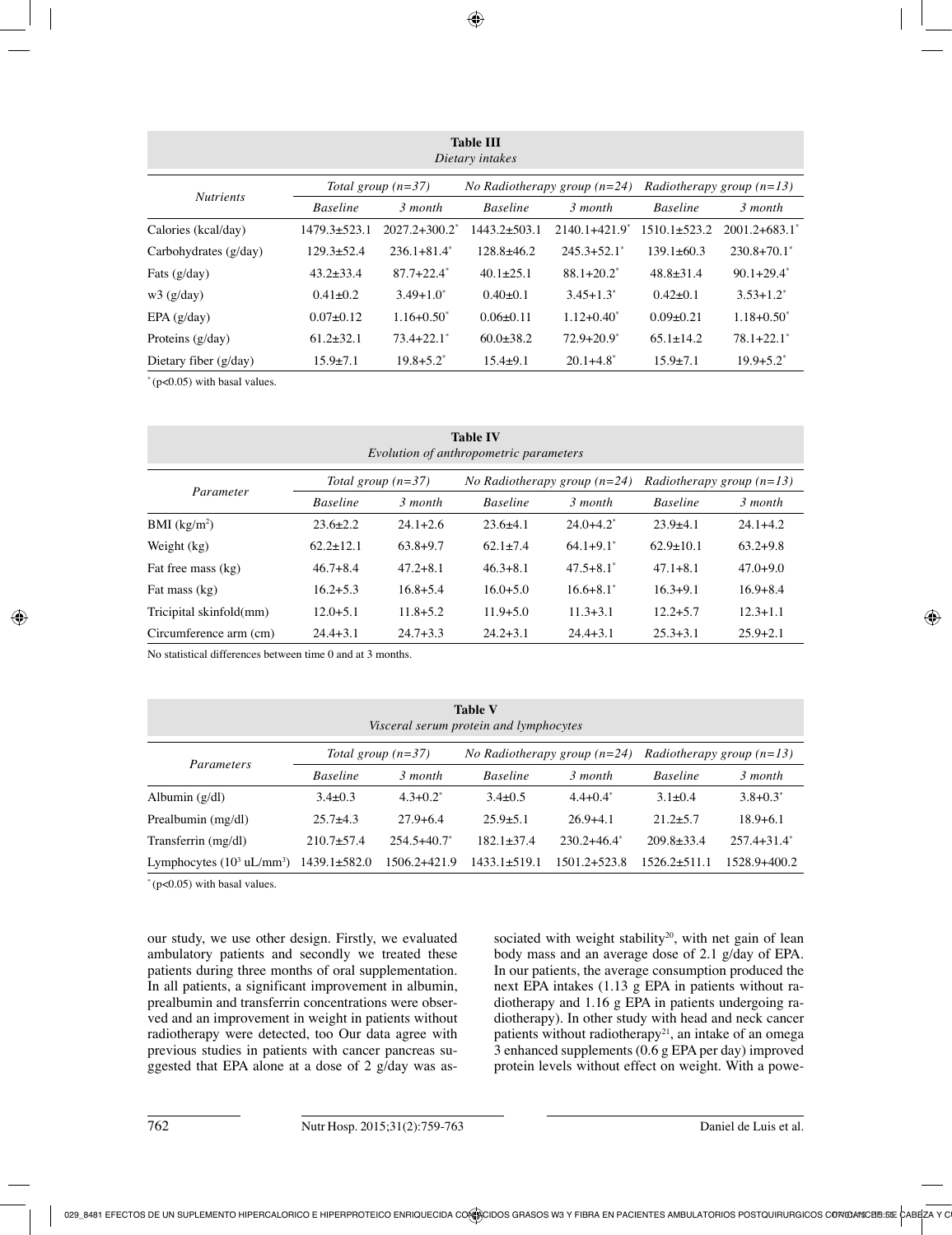**Table III**
*Dietary intakes*

| *Nutrients* | *Total group (n=37)* | | *No Radiotherapy group (n=24)* | | *Radiotherapy group (n=13)* | |
|---|---|---|---|---|---|---|
| | *Baseline* | *3 month* | *Baseline* | *3 month* | *Baseline* | *3 month* |
| Calories (kcal/day) | 1479.3±523.1 | 2027.2+300.2* | 1443.2±503.1 | 2140.1+421.9* | 1510.1±523.2 | 2001.2+683.1* |
| Carbohydrates (g/day) | 129.3±52.4 | 236.1+81.4* | 128.8±46.2 | 245.3+52.1* | 139.1±60.3 | 230.8+70.1* |
| Fats (g/day) | 43.2±33.4 | 87.7+22.4* | 40.1±25.1 | 88.1+20.2* | 48.8±31.4 | 90.1+29.4* |
| w3 (g/day) | 0.41±0.2 | 3.49+1.0* | 0.40±0.1 | 3.45+1.3* | 0.42±0.1 | 3.53+1.2* |
| EPA (g/day) | 0.07±0.12 | 1.16+0.50* | 0.06±0.11 | 1.12+0.40* | 0.09±0.21 | 1.18+0.50* |
| Proteins (g/day) | 61.2±32.1 | 73.4+22.1* | 60.0±38.2 | 72.9+20.9* | 65.1±14.2 | 78.1+22.1* |
| Dietary fiber (g/day) | 15.9±7.1 | 19.8+5.2* | 15.4±9.1 | 20.1+4.8* | 15.9±7.1 | 19.9+5.2* |

* (p<0.05) with basal values.

**Table IV**
*Evolution of anthropometric parameters*

| *Parameter* | *Total group (n=37)* | | *No Radiotherapy group (n=24)* | | *Radiotherapy group (n=13)* | |
|---|---|---|---|---|---|---|
| | *Baseline* | *3 month* | *Baseline* | *3 month* | *Baseline* | *3 month* |
| BMI (kg/m$^2$) | 23.6±2.2 | 24.1+2.6 | 23.6±4.1 | 24.0+4.2* | 23.9±4.1 | 24.1+4.2 |
| Weight (kg) | 62.2±12.1 | 63.8+9.7 | 62.1±7.4 | 64.1+9.1* | 62.9±10.1 | 63.2+9.8 |
| Fat free mass (kg) | 46.7+8.4 | 47.2+8.1 | 46.3+8.1 | 47.5+8.1* | 47.1+8.1 | 47.0+9.0 |
| Fat mass (kg) | 16.2+5.3 | 16.8+5.4 | 16.0+5.0 | 16.6+8.1* | 16.3+9.1 | 16.9+8.4 |
| Tricipital skinfold(mm) | 12.0+5.1 | 11.8+5.2 | 11.9+5.0 | 11.3+3.1 | 12.2+5.7 | 12.3+1.1 |
| Circumference arm (cm) | 24.4+3.1 | 24.7+3.3 | 24.2+3.1 | 24.4+3.1 | 25.3+3.1 | 25.9+2.1 |

No statistical differences between time 0 and at 3 months.

**Table V**
*Visceral serum protein and lymphocytes*

| *Parameters* | *Total group (n=37)* | | *No Radiotherapy group (n=24)* | | *Radiotherapy group (n=13)* | |
|---|---|---|---|---|---|---|
| | *Baseline* | *3 month* | *Baseline* | *3 month* | *Baseline* | *3 month* |
| Albumin (g/dl) | 3.4±0.3 | 4.3+0.2* | 3.4±0.5 | 4.4+0.4* | 3.1±0.4 | 3.8+0.3* |
| Prealbumin (mg/dl) | 25.7±4.3 | 27.9+6.4 | 25.9±5.1 | 26.9+4.1 | 21.2±5.7 | 18.9+6.1 |
| Transferrin (mg/dl) | 210.7±57.4 | 254.5+40.7* | 182.1±37.4 | 230.2+46.4* | 209.8±33.4 | 257.4+31.4* |
| Lymphocytes ($10^3$ uL/mm$^3$) | 1439.1±582.0 | 1506.2+421.9 | 1433.1±519.1 | 1501.2+523.8 | 1526.2±511.1 | 1528.9+400.2 |

* (p<0.05) with basal values.

our study, we use other design. Firstly, we evaluated ambulatory patients and secondly we treated these patients during three months of oral supplementation. In all patients, a significant improvement in albumin, prealbumin and transferrin concentrations were observed and an improvement in weight in patients without radiotherapy were detected, too Our data agree with previous studies in patients with cancer pancreas suggested that EPA alone at a dose of 2 g/day was associated with weight stability[20], with net gain of lean body mass and an average dose of 2.1 g/day of EPA. In our patients, the average consumption produced the next EPA intakes (1.13 g EPA in patients without radiotherapy and 1.16 g EPA in patients undergoing radiotherapy). In other study with head and neck cancer patients without radiotherapy[21], an intake of an omega 3 enhanced supplements (0.6 g EPA per day) improved protein levels without effect on weight. With a powe-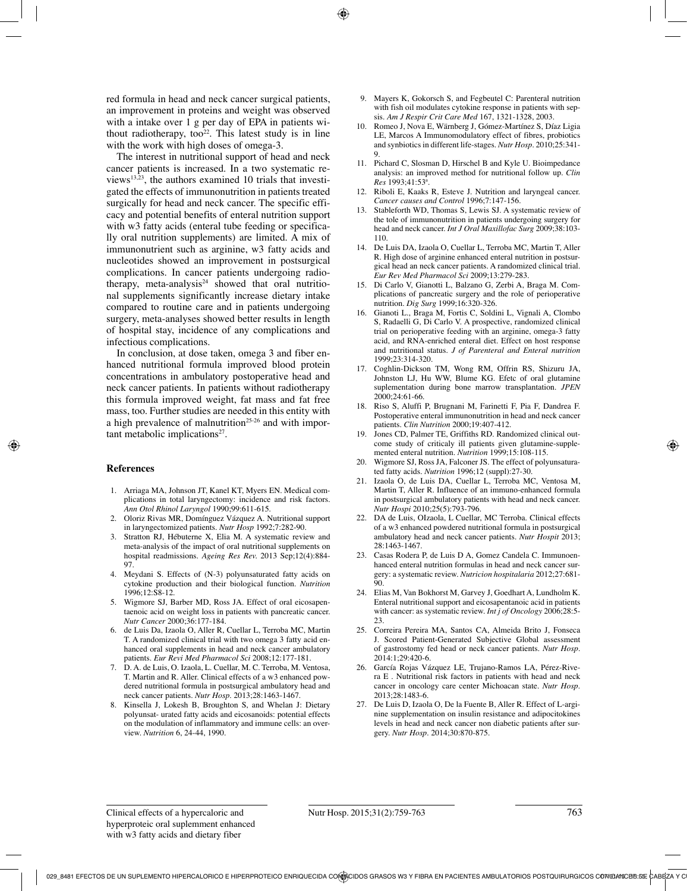red formula in head and neck cancer surgical patients, an improvement in proteins and weight was observed with a intake over 1 g per day of EPA in patients without radiotherapy, too[22]. This latest study is in line with the work with high doses of omega-3.

The interest in nutritional support of head and neck cancer patients is increased. In a two systematic reviews[13,23], the authors examined 10 trials that investigated the effects of immunonutrition in patients treated surgically for head and neck cancer. The specific efficacy and potential benefits of enteral nutrition support with w3 fatty acids (enteral tube feeding or specifically oral nutrition supplements) are limited. A mix of immunonutrient such as arginine, w3 fatty acids and nucleotides showed an improvement in postsurgical complications. In cancer patients undergoing radiotherapy, meta-analysis[24] showed that oral nutritional supplements significantly increase dietary intake compared to routine care and in patients undergoing surgery, meta-analyses showed better results in length of hospital stay, incidence of any complications and infectious complications.

In conclusion, at dose taken, omega 3 and fiber enhanced nutritional formula improved blood protein concentrations in ambulatory postoperative head and neck cancer patients. In patients without radiotherapy this formula improved weight, fat mass and fat free mass, too. Further studies are needed in this entity with a high prevalence of malnutrition[25-26] and with important metabolic implications[27].

## References

1. Arriaga MA, Johnson JT, Kanel KT, Myers EN. Medical complications in total laryngectomy: incidence and risk factors. *Ann Otol Rhinol Laryngol* 1990;99:611-615.
2. Oloriz Rivas MR, Domínguez Vázquez A. Nutritional support in laryngectomized patients. *Nutr Hosp* 1992;7:282-90.
3. Stratton RJ, Hébuterne X, Elia M. A systematic review and meta-analysis of the impact of oral nutritional supplements on hospital readmissions. *Ageing Res Rev.* 2013 Sep;12(4):884-97.
4. Meydani S. Effects of (N-3) polyunsaturated fatty acids on cytokine production and their biological function. *Nutrition* 1996;12:S8-12.
5. Wigmore SJ, Barber MD, Ross JA. Effect of oral eicosapentaenoic acid on weight loss in patients with pancreatic cancer. *Nutr Cancer* 2000;36:177-184.
6. de Luis Da, Izaola O, Aller R, Cuellar L, Terroba MC, Martin T. A randomized clinical trial with two omega 3 fatty acid enhanced oral supplements in head and neck cancer ambulatory patients. *Eur Revi Med Pharmacol Sci* 2008;12:177-181.
7. D. A. de Luis, O. Izaola, L. Cuellar, M. C. Terroba, M. Ventosa, T. Martin and R. Aller. Clinical effects of a w3 enhanced powdered nutritional formula in postsurgical ambulatory head and neck cancer patients. *Nutr Hosp.* 2013;28:1463-1467.
8. Kinsella J, Lokesh B, Broughton S, and Whelan J: Dietary polyunsat- urated fatty acids and eicosanoids: potential effects on the modulation of inflammatory and immune cells: an overview. *Nutrition* 6, 24-44, 1990.
9. Mayers K, Gokorsch S, and Fegbeutel C: Parenteral nutrition with fish oil modulates cytokine response in patients with sepsis. *Am J Respir Crit Care Med* 167, 1321-1328, 2003.
10. Romeo J, Nova E, Wärnberg J, Gómez-Martínez S, Díaz Ligia LE, Marcos A Immunomodulatory effect of fibres, probiotics and synbiotics in different life-stages. *Nutr Hosp.* 2010;25:341-9.
11. Pichard C, Slosman D, Hirschel B and Kyle U. Bioimpedance analysis: an improved method for nutritional follow up. *Clin Res* 1993;41:53ª.
12. Riboli E, Kaaks R, Esteve J. Nutrition and laryngeal cancer. *Cancer causes and Control* 1996;7:147-156.
13. Stableforth WD, Thomas S, Lewis SJ. A systematic review of the tole of immunonutrition in patients undergoing surgery for head and neck cancer. *Int J Oral Maxillofac Surg* 2009;38:103-110.
14. De Luis DA, Izaola O, Cuellar L, Terroba MC, Martin T, Aller R. High dose of arginine enhanced enteral nutrition in postsurgical head an neck cancer patients. A randomized clinical trial. *Eur Rev Med Pharmacol Sci* 2009;13:279-283.
15. Di Carlo V, Gianotti L, Balzano G, Zerbi A, Braga M. Complications of pancreatic surgery and the role of perioperative nutrition. *Dig Surg* 1999;16:320-326.
16. Gianoti L., Braga M, Fortis C, Soldini L, Vignali A, Clombo S, Radaelli G, Di Carlo V. A prospective, randomized clinical trial on perioperative feeding with an arginine, omega-3 fatty acid, and RNA-enriched enteral diet. Effect on host response and nutritional status. *J of Parenteral and Enteral nutrition* 1999;23:314-320.
17. Coghlin-Dickson TM, Wong RM, Offrin RS, Shizuru JA, Johnston LJ, Hu WW, Blume KG. Efetc of oral glutamine suplementation during bone marrow transplantation. *JPEN* 2000;24:61-66.
18. Riso S, Aluffi P, Brugnani M, Farinetti F, Pia F, Dandrea F. Postoperative enteral immunonutrition in head and neck cancer patients. *Clin Nutrition* 2000;19:407-412.
19. Jones CD, Palmer TE, Griffiths RD. Randomized clinical outcome study of criticaly ill patients given glutamine-supplemented enteral nutrition. *Nutrition* 1999;15:108-115.
20. Wigmore SJ, Ross JA, Falconer JS. The effect of polyunsaturated fatty acids. *Nutrition* 1996;12 (suppl):27-30.
21. Izaola O, de Luis DA, Cuellar L, Terroba MC, Ventosa M, Martin T, Aller R. Influence of an immuno-enhanced formula in postsurgical ambulatory patients with head and neck cancer. *Nutr Hospi* 2010;25(5):793-796.
22. DA de Luis, OIzaola, L Cuellar, MC Terroba. Clinical effects of a w3 enhanced powdered nutritional formula in postsurgical ambulatory head and neck cancer patients. *Nutr Hospit* 2013; 28:1463-1467.
23. Casas Rodera P, de Luis D A, Gomez Candela C. Immunoenhanced enteral nutrition formulas in head and neck cancer surgery: a systematic review. *Nutricion hospitalaria* 2012;27:681-90.
24. Elias M, Van Bokhorst M, Garvey J, Goedhart A, Lundholm K. Enteral nutritional support and eicosapentanoic acid in patients with cancer: as systematic review. *Int j of Oncology* 2006;28:5-23.
25. Correira Pereira MA, Santos CA, Almeida Brito J, Fonseca J. Scored Patient-Generated Subjective Global assessment of gastrostomy fed head or neck cancer patients. *Nutr Hosp*. 2014:1;29:420-6.
26. García Rojas Vázquez LE, Trujano-Ramos LA, Pérez-Rivera E . Nutritional risk factors in patients with head and neck cancer in oncology care center Michoacan state. *Nutr Hosp*. 2013;28:1483-6.
27. De Luis D, Izaola O, De la Fuente B, Aller R. Effect of L-arginine supplementation on insulin resistance and adipocitokines levels in head and neck cancer non diabetic patients after surgery. *Nutr Hosp*. 2014;30:870-875.